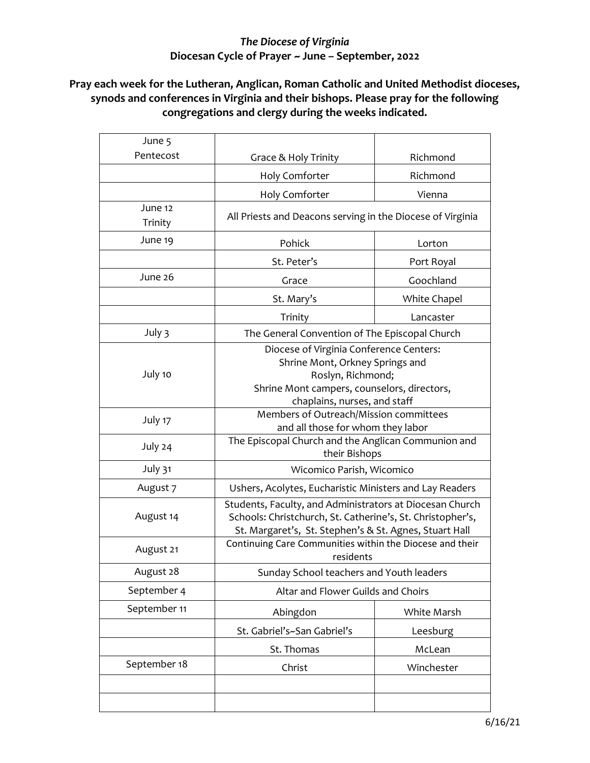*The Diocese of Virginia*

**Diocesan Cycle of Prayer ~ June – September, 2022**

**Pray each week for the Lutheran, Anglican, Roman Catholic and United Methodist dioceses, synods and conferences in Virginia and their bishops. Please pray for the following congregations and clergy during the weeks indicated.**

| | | |
|---|---|---|
| June 5 Pentecost | Grace & Holy Trinity | Richmond |
| | Holy Comforter | Richmond |
| | Holy Comforter | Vienna |
| June 12 Trinity | All Priests and Deacons serving in the Diocese of Virginia | |
| June 19 | Pohick | Lorton |
| | St. Peter's | Port Royal |
| June 26 | Grace | Goochland |
| | St. Mary's | White Chapel |
| | Trinity | Lancaster |
| July 3 | The General Convention of The Episcopal Church | |
| July 10 | Diocese of Virginia Conference Centers: Shrine Mont, Orkney Springs and Roslyn, Richmond; Shrine Mont campers, counselors, directors, chaplains, nurses, and staff | |
| July 17 | Members of Outreach/Mission committees and all those for whom they labor | |
| July 24 | The Episcopal Church and the Anglican Communion and their Bishops | |
| July 31 | Wicomico Parish, Wicomico | |
| August 7 | Ushers, Acolytes, Eucharistic Ministers and Lay Readers | |
| August 14 | Students, Faculty, and Administrators at Diocesan Church Schools: Christchurch, St. Catherine's, St. Christopher's, St. Margaret's, St. Stephen's & St. Agnes, Stuart Hall | |
| August 21 | Continuing Care Communities within the Diocese and their residents | |
| August 28 | Sunday School teachers and Youth leaders | |
| September 4 | Altar and Flower Guilds and Choirs | |
| September 11 | Abingdon | White Marsh |
| | St. Gabriel's~San Gabriel's | Leesburg |
| | St. Thomas | McLean |
| September 18 | Christ | Winchester |
| | | |
| | | |

6/16/21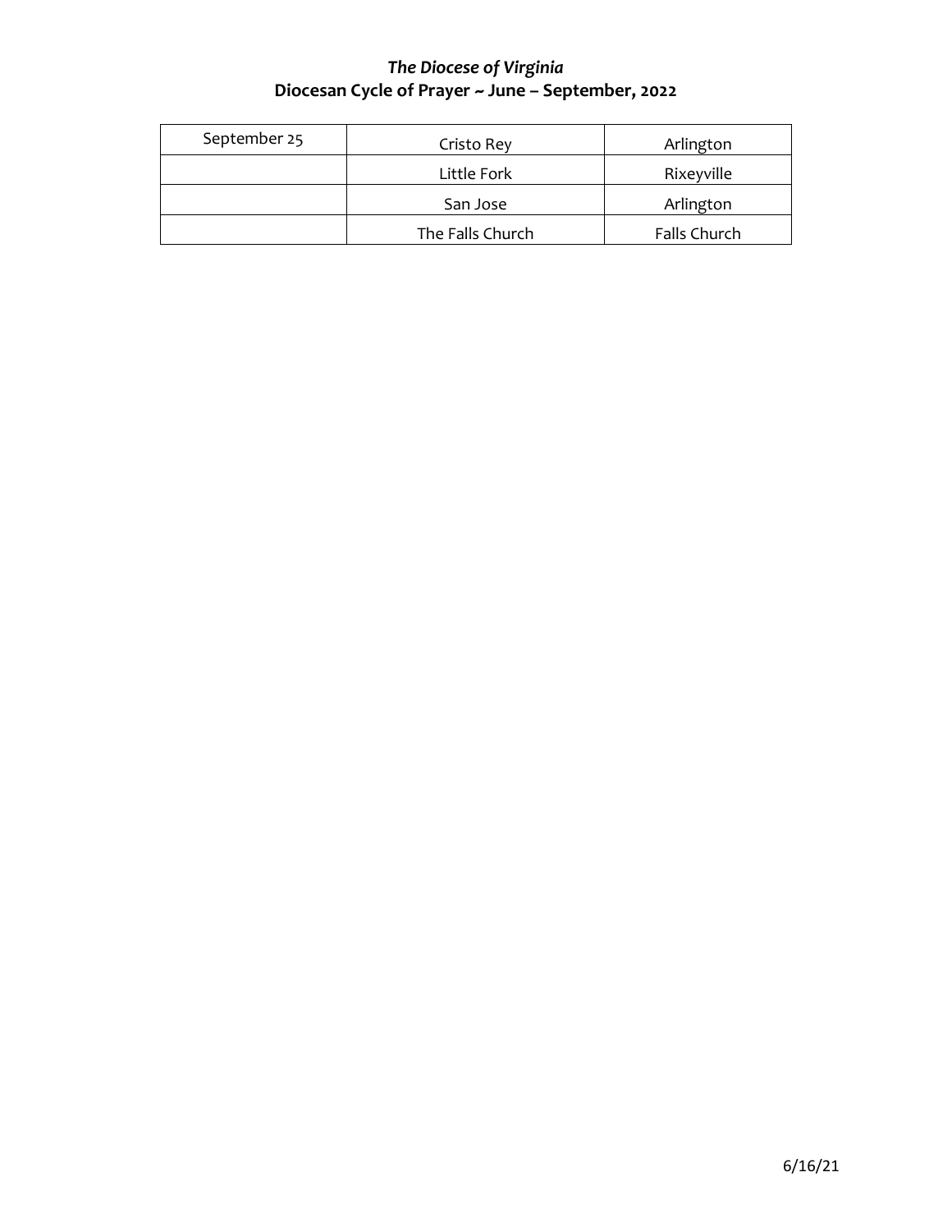| | | |
|---|---|---|
| September 25 | Cristo Rey | Arlington |
| | Little Fork | Rixeyville |
| | San Jose | Arlington |
| | The Falls Church | Falls Church |